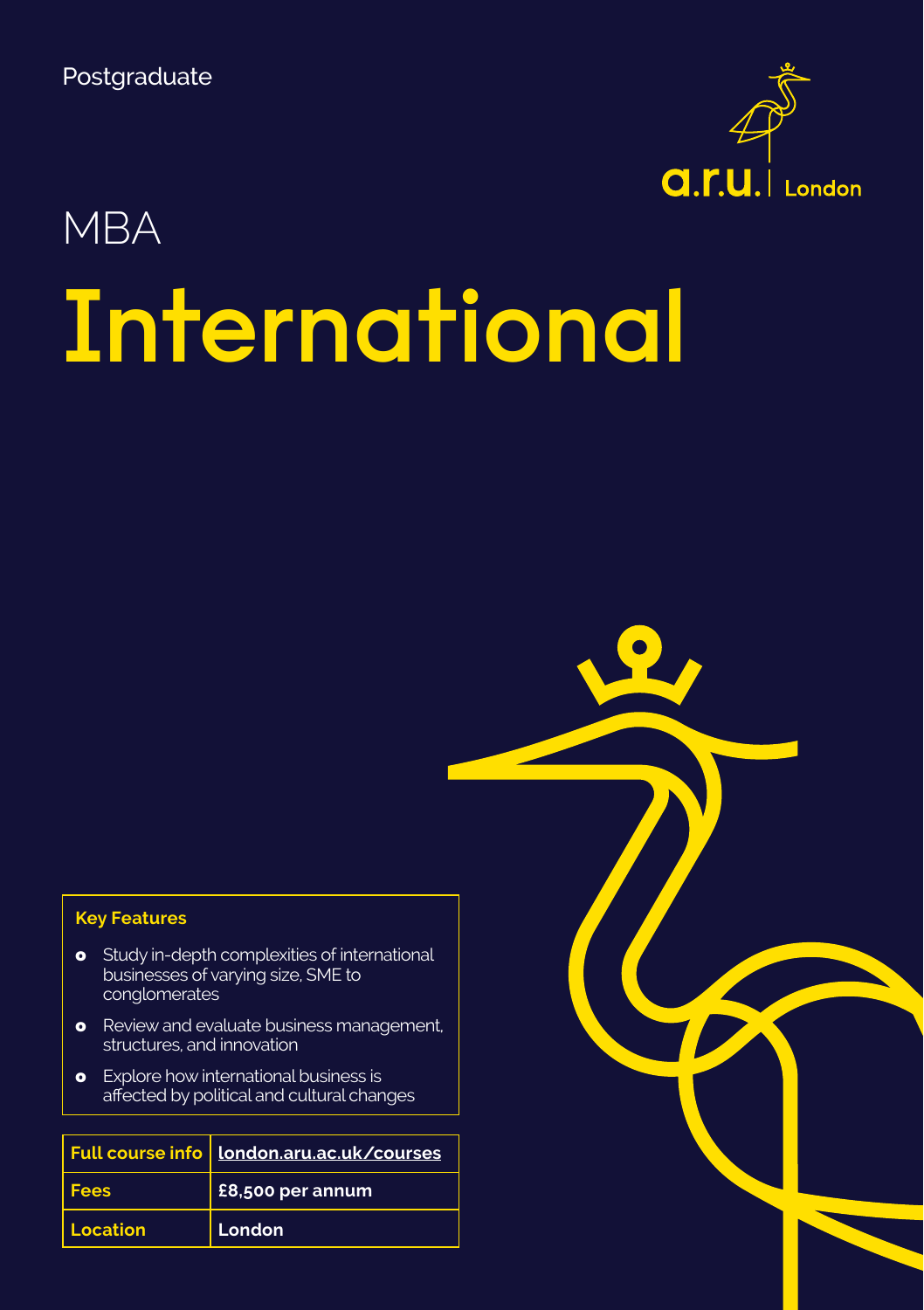Postgraduate

# MBA International

a.r.u. | London

### Key Features

- Study in-depth complexities of international businesses of varying size, SME to conglomerates
- Review and evaluate business management, structures, and innovation
- Explore how international business is affected by political and cultural changes

| Full course info | london.aru.ac.uk/courses |
|---|---|
| Fees | £8,500 per annum |
| Location | London |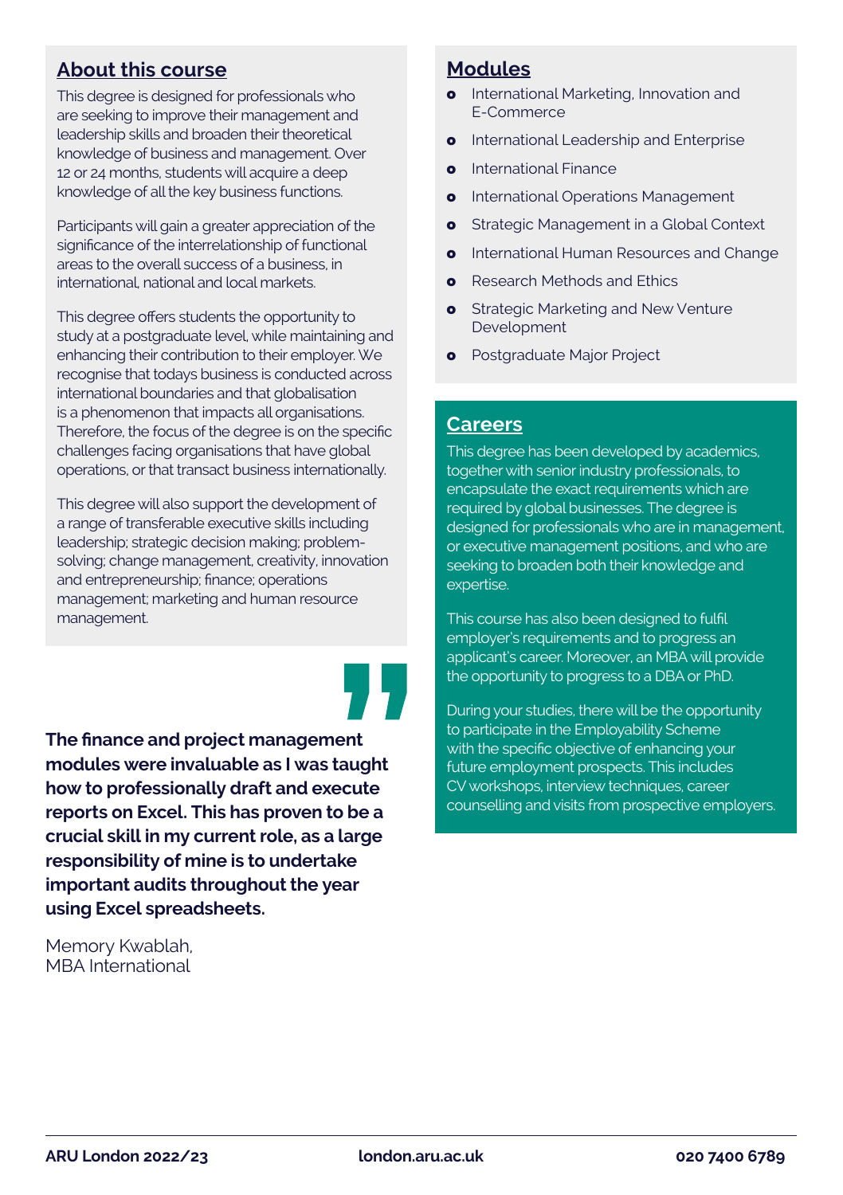## About this course

This degree is designed for professionals who are seeking to improve their management and leadership skills and broaden their theoretical knowledge of business and management. Over 12 or 24 months, students will acquire a deep knowledge of all the key business functions.

Participants will gain a greater appreciation of the significance of the interrelationship of functional areas to the overall success of a business, in international, national and local markets.

This degree offers students the opportunity to study at a postgraduate level, while maintaining and enhancing their contribution to their employer. We recognise that todays business is conducted across international boundaries and that globalisation is a phenomenon that impacts all organisations. Therefore, the focus of the degree is on the specific challenges facing organisations that have global operations, or that transact business internationally.

This degree will also support the development of a range of transferable executive skills including leadership; strategic decision making; problem-solving; change management, creativity, innovation and entrepreneurship; finance; operations management; marketing and human resource management.

**The finance and project management modules were invaluable as I was taught how to professionally draft and execute reports on Excel. This has proven to be a crucial skill in my current role, as a large responsibility of mine is to undertake important audits throughout the year using Excel spreadsheets.**

Memory Kwablah,
MBA International

## Modules

- International Marketing, Innovation and E-Commerce
- International Leadership and Enterprise
- International Finance
- International Operations Management
- Strategic Management in a Global Context
- International Human Resources and Change
- Research Methods and Ethics
- Strategic Marketing and New Venture Development
- Postgraduate Major Project

## Careers

This degree has been developed by academics, together with senior industry professionals, to encapsulate the exact requirements which are required by global businesses. The degree is designed for professionals who are in management, or executive management positions, and who are seeking to broaden both their knowledge and expertise.

This course has also been designed to fulfil employer's requirements and to progress an applicant's career. Moreover, an MBA will provide the opportunity to progress to a DBA or PhD.

During your studies, there will be the opportunity to participate in the Employability Scheme with the specific objective of enhancing your future employment prospects. This includes CV workshops, interview techniques, career counselling and visits from prospective employers.